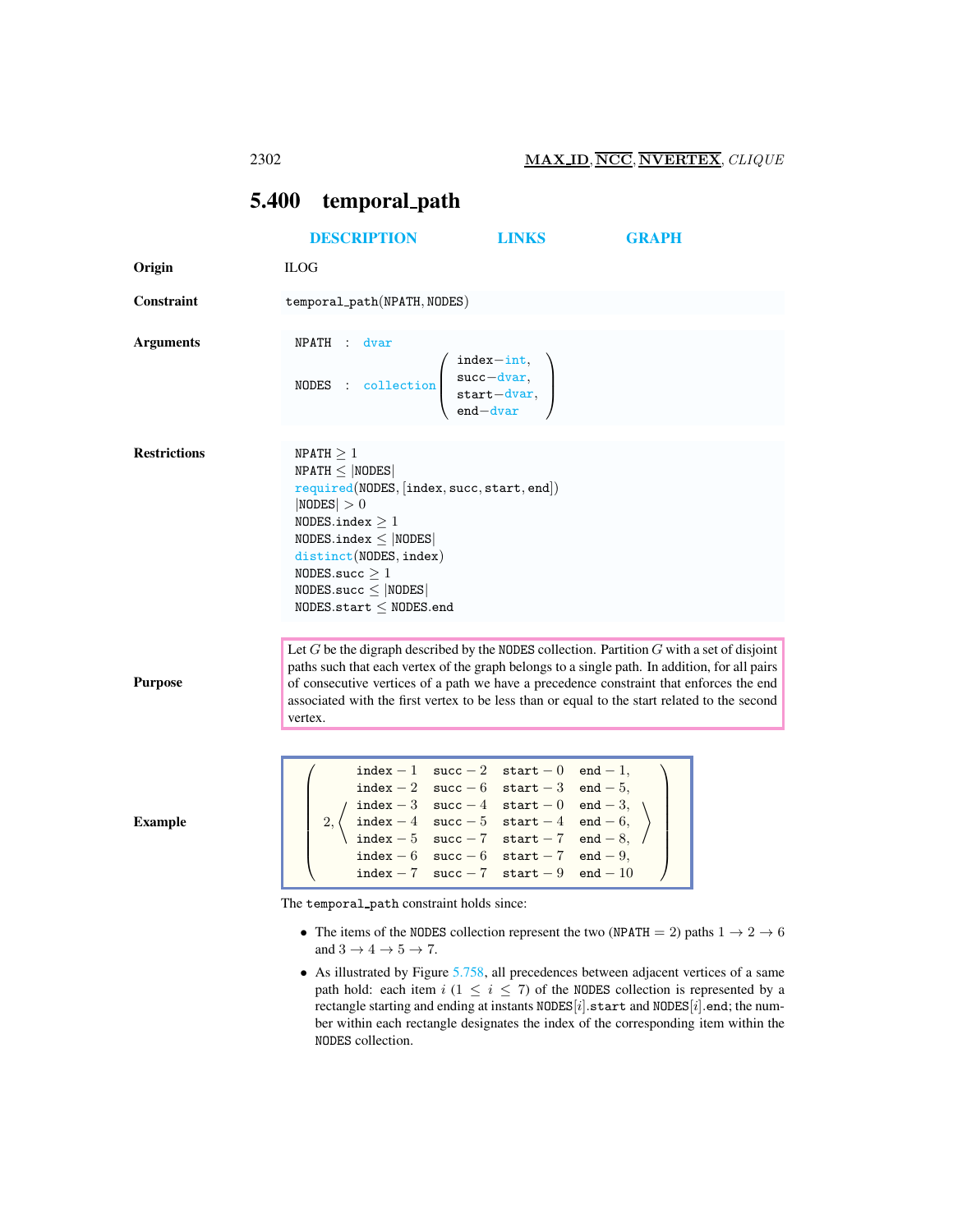# 5.400 temporal_path

DESCRIPTION LINKS GRAPH

**Origin**

ILOG

**Constraint**

temporal_path(NPATH, NODES)

**Arguments**

NPATH : dvar

NODES : collection(index−int, succ−dvar, start−dvar, end−dvar)

**Restrictions**

NPATH ≥ 1
NPATH ≤ |NODES|
required(NODES, [index, succ, start, end])
|NODES| > 0
NODES.index ≥ 1
NODES.index ≤ |NODES|
distinct(NODES, index)
NODES.succ ≥ 1
NODES.succ ≤ |NODES|
NODES.start ≤ NODES.end

**Purpose**

Let $G$ be the digraph described by the NODES collection. Partition $G$ with a set of disjoint paths such that each vertex of the graph belongs to a single path. In addition, for all pairs of consecutive vertices of a path we have a precedence constraint that enforces the end associated with the first vertex to be less than or equal to the start related to the second vertex.

**Example**

```
(2, ⟨ index − 1  succ − 2  start − 0  end − 1,
      index − 2  succ − 6  start − 3  end − 5,
      index − 3  succ − 4  start − 0  end − 3,
      index − 4  succ − 5  start − 4  end − 6,
      index − 5  succ − 7  start − 7  end − 8,
      index − 6  succ − 6  start − 7  end − 9,
      index − 7  succ − 7  start − 9  end − 10 ⟩)
```

The temporal_path constraint holds since:

- The items of the NODES collection represent the two (NPATH = 2) paths $1 \to 2 \to 6$ and $3 \to 4 \to 5 \to 7$.
- As illustrated by Figure 5.758, all precedences between adjacent vertices of a same path hold: each item $i$ ($1 \leq i \leq 7$) of the NODES collection is represented by a rectangle starting and ending at instants NODES[$i$].start and NODES[$i$].end; the number within each rectangle designates the index of the corresponding item within the NODES collection.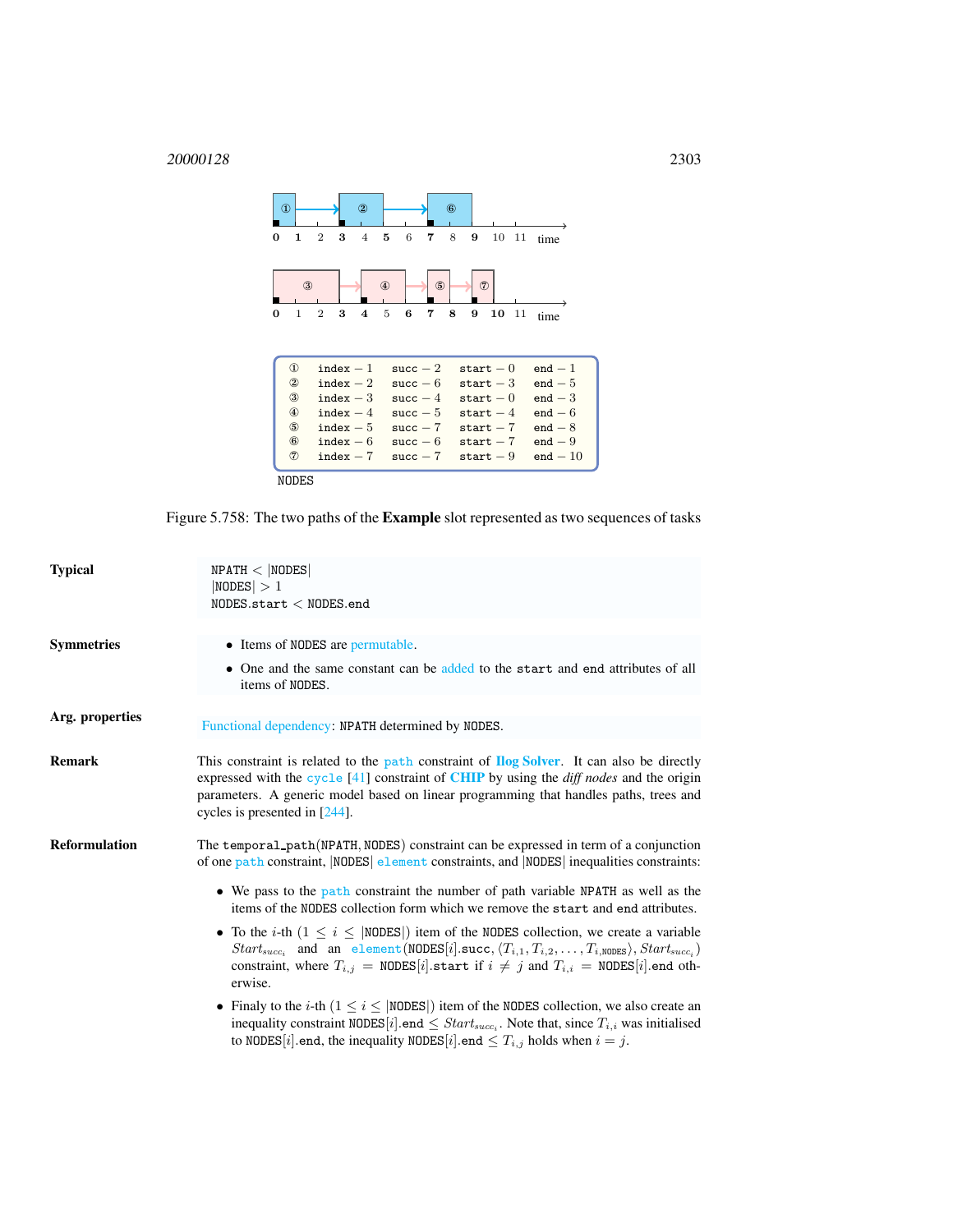| | | | | |
|---|---|---|---|---|
| ① | index − 1 | succ − 2 | start − 0 | end − 1 |
| ② | index − 2 | succ − 6 | start − 3 | end − 5 |
| ③ | index − 3 | succ − 4 | start − 0 | end − 3 |
| ④ | index − 4 | succ − 5 | start − 4 | end − 6 |
| ⑤ | index − 5 | succ − 7 | start − 7 | end − 8 |
| ⑥ | index − 6 | succ − 6 | start − 7 | end − 9 |
| ⑦ | index − 7 | succ − 7 | start − 9 | end − 10 |

NODES

Figure 5.758: The two paths of the **Example** slot represented as two sequences of tasks

**Typical**

NPATH $<$ |NODES|
|NODES| $> 1$
NODES.start $<$ NODES.end

**Symmetries**

- Items of NODES are permutable.
- One and the same constant can be added to the start and end attributes of all items of NODES.

**Arg. properties**

Functional dependency: NPATH determined by NODES.

**Remark**

This constraint is related to the path constraint of **Ilog Solver**. It can also be directly expressed with the cycle [41] constraint of **CHIP** by using the *diff nodes* and the origin parameters. A generic model based on linear programming that handles paths, trees and cycles is presented in [244].

**Reformulation**

The temporal_path(NPATH, NODES) constraint can be expressed in term of a conjunction of one path constraint, |NODES| element constraints, and |NODES| inequalities constraints:

- We pass to the path constraint the number of path variable NPATH as well as the items of the NODES collection form which we remove the start and end attributes.
- To the $i$-th ($1 \leq i \leq$ |NODES|) item of the NODES collection, we create a variable $Start_{succ_i}$ and an element(NODES[$i$].succ, $\langle T_{i,1}, T_{i,2}, \ldots, T_{i,\text{NODES}} \rangle$, $Start_{succ_i}$) constraint, where $T_{i,j}$ = NODES[$i$].start if $i \neq j$ and $T_{i,i}$ = NODES[$i$].end otherwise.
- Finaly to the $i$-th ($1 \leq i \leq$ |NODES|) item of the NODES collection, we also create an inequality constraint NODES[$i$].end $\leq Start_{succ_i}$. Note that, since $T_{i,i}$ was initialised to NODES[$i$].end, the inequality NODES[$i$].end $\leq T_{i,j}$ holds when $i = j$.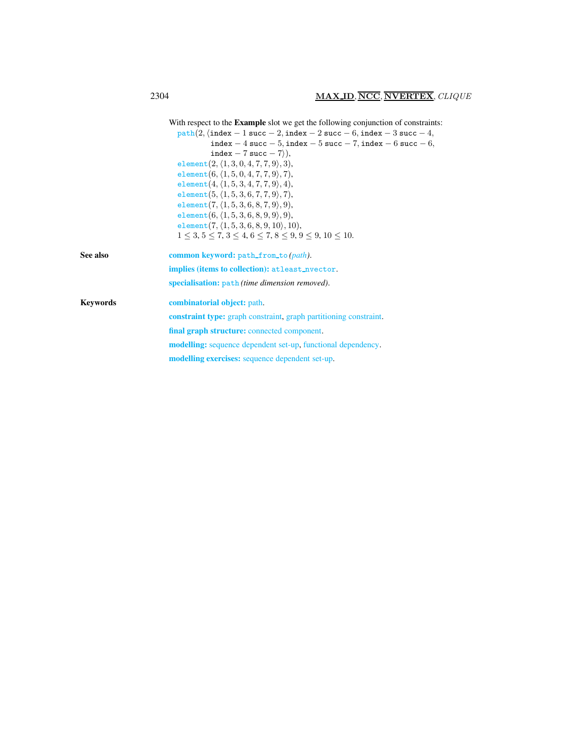With respect to the **Example** slot we get the following conjunction of constraints:

path$(2, \langle$index $-1$ succ $-2$, index $-2$ succ $-6$, index $-3$ succ $-4$,
index $-4$ succ $-5$, index $-5$ succ $-7$, index $-6$ succ $-6$,
index $-7$ succ $-7\rangle)$,
element$(2, \langle 1, 3, 0, 4, 7, 7, 9\rangle, 3)$,
element$(6, \langle 1, 5, 0, 4, 7, 7, 9\rangle, 7)$,
element$(4, \langle 1, 5, 3, 4, 7, 7, 9\rangle, 4)$,
element$(5, \langle 1, 5, 3, 6, 7, 7, 9\rangle, 7)$,
element$(7, \langle 1, 5, 3, 6, 8, 7, 9\rangle, 9)$,
element$(6, \langle 1, 5, 3, 6, 8, 9, 9\rangle, 9)$,
element$(7, \langle 1, 5, 3, 6, 8, 9, 10\rangle, 10)$,
$1 \leq 3, 5 \leq 7, 3 \leq 4, 6 \leq 7, 8 \leq 9, 9 \leq 9, 10 \leq 10$.

**See also**

**common keyword:** path_from_to *(path)*.

**implies (items to collection):** atleast_nvector.

**specialisation:** path *(time dimension removed)*.

**Keywords**

**combinatorial object:** path.

**constraint type:** graph constraint, graph partitioning constraint.

**final graph structure:** connected component.

**modelling:** sequence dependent set-up, functional dependency.

**modelling exercises:** sequence dependent set-up.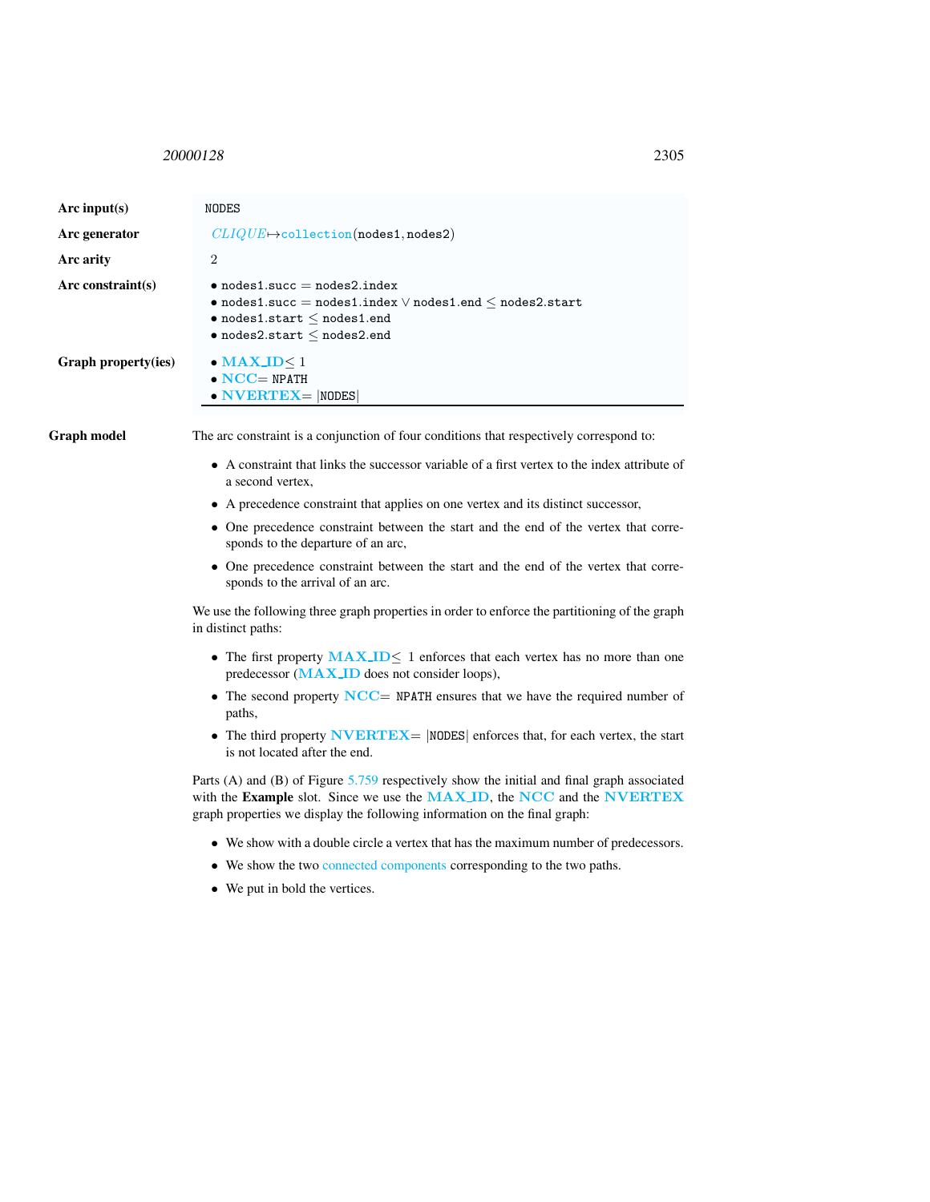| | |
|---|---|
| **Arc input(s)** | NODES |
| **Arc generator** | *CLIQUE* ↦ collection(nodes1, nodes2) |
| **Arc arity** | 2 |
| **Arc constraint(s)** | • nodes1.succ = nodes2.index<br>• nodes1.succ = nodes1.index ∨ nodes1.end ≤ nodes2.start<br>• nodes1.start ≤ nodes1.end<br>• nodes2.start ≤ nodes2.end |
| **Graph property(ies)** | • **MAX_ID** ≤ 1<br>• **NCC** = NPATH<br>• **NVERTEX** = \|NODES\| |

**Graph model** The arc constraint is a conjunction of four conditions that respectively correspond to:

- A constraint that links the successor variable of a first vertex to the index attribute of a second vertex,
- A precedence constraint that applies on one vertex and its distinct successor,
- One precedence constraint between the start and the end of the vertex that corresponds to the departure of an arc,
- One precedence constraint between the start and the end of the vertex that corresponds to the arrival of an arc.

We use the following three graph properties in order to enforce the partitioning of the graph in distinct paths:

- The first property **MAX_ID** ≤ 1 enforces that each vertex has no more than one predecessor (**MAX_ID** does not consider loops),
- The second property **NCC** = NPATH ensures that we have the required number of paths,
- The third property **NVERTEX** = |NODES| enforces that, for each vertex, the start is not located after the end.

Parts (A) and (B) of Figure 5.759 respectively show the initial and final graph associated with the **Example** slot. Since we use the **MAX_ID**, the **NCC** and the **NVERTEX** graph properties we display the following information on the final graph:

- We show with a double circle a vertex that has the maximum number of predecessors.
- We show the two connected components corresponding to the two paths.
- We put in bold the vertices.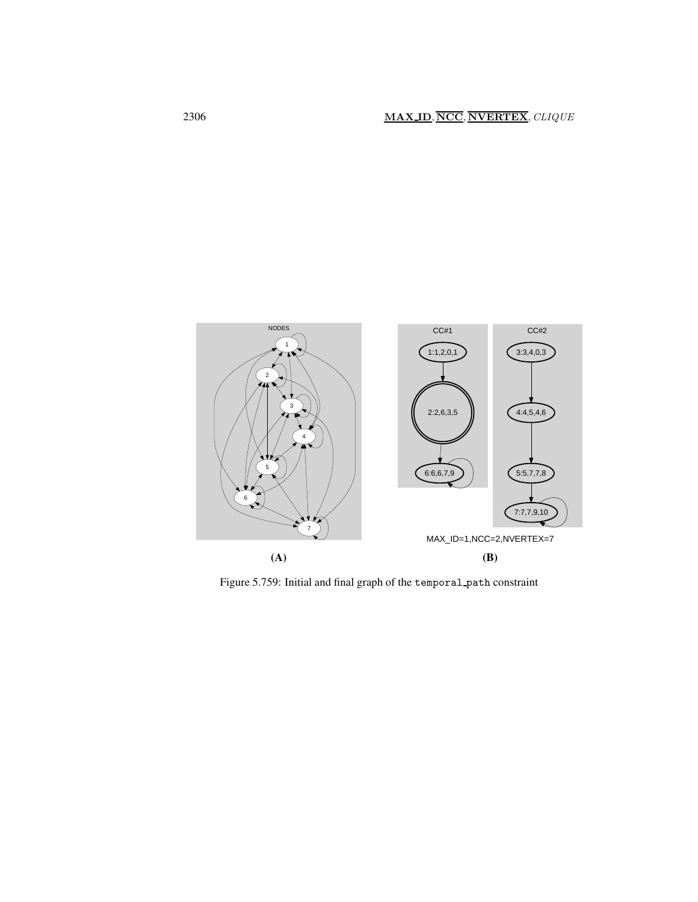(A)

(B)

MAX_ID=1,NCC=2,NVERTEX=7

Figure 5.759: Initial and final graph of the `temporal_path` constraint